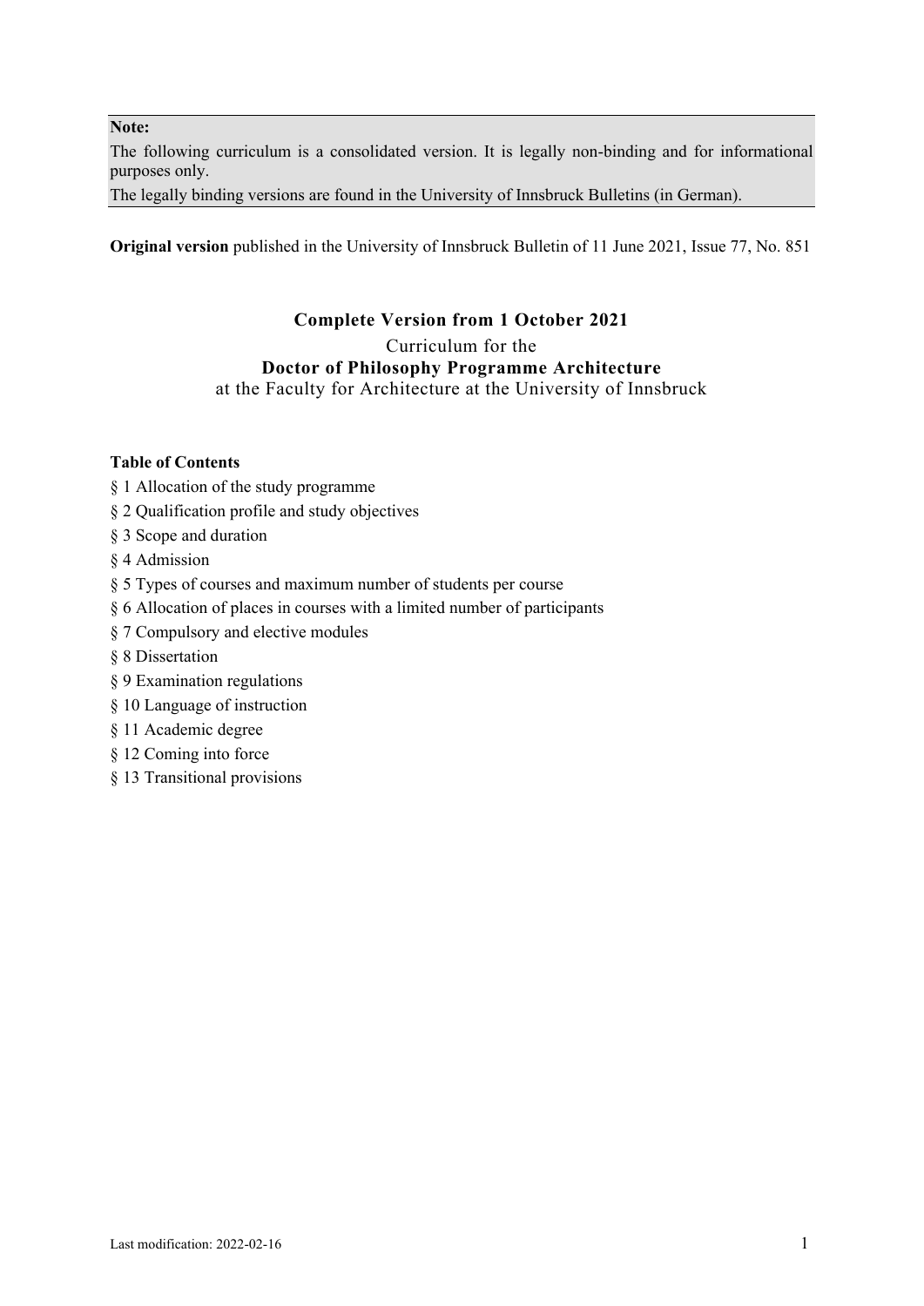**Note:**

The following curriculum is a consolidated version. It is legally non-binding and for informational purposes only.

The legally binding versions are found in the University of Innsbruck Bulletins (in German).

**Original version** published in the University of Innsbruck Bulletin of 11 June 2021, Issue 77, No. 851

**Complete Version from 1 October 2021**

Curriculum for the

**Doctor of Philosophy Programme Architecture**

at the Faculty for Architecture at the University of Innsbruck

**Table of Contents**

§ 1 Allocation of the study programme

§ 2 Qualification profile and study objectives

§ 3 Scope and duration

§ 4 Admission

§ 5 Types of courses and maximum number of students per course

§ 6 Allocation of places in courses with a limited number of participants

§ 7 Compulsory and elective modules

§ 8 Dissertation

§ 9 Examination regulations

§ 10 Language of instruction

§ 11 Academic degree

§ 12 Coming into force

§ 13 Transitional provisions

Last modification: 2022-02-16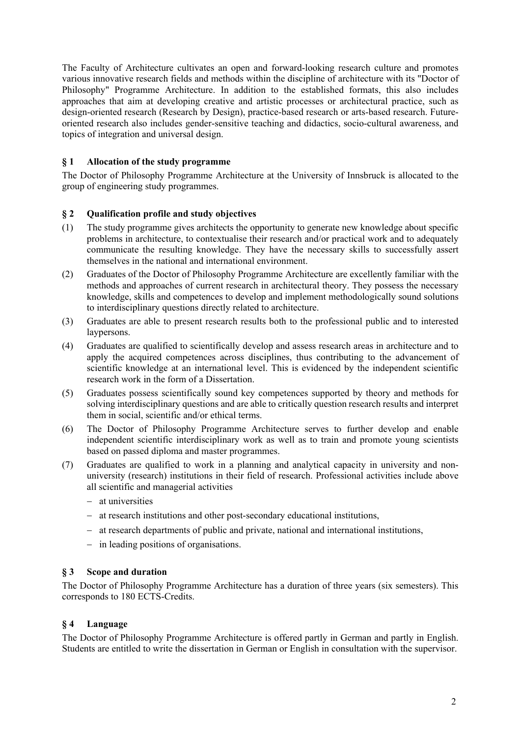The Faculty of Architecture cultivates an open and forward-looking research culture and promotes various innovative research fields and methods within the discipline of architecture with its "Doctor of Philosophy" Programme Architecture. In addition to the established formats, this also includes approaches that aim at developing creative and artistic processes or architectural practice, such as design-oriented research (Research by Design), practice-based research or arts-based research. Future-oriented research also includes gender-sensitive teaching and didactics, socio-cultural awareness, and topics of integration and universal design.

## § 1 Allocation of the study programme

The Doctor of Philosophy Programme Architecture at the University of Innsbruck is allocated to the group of engineering study programmes.

## § 2 Qualification profile and study objectives

(1) The study programme gives architects the opportunity to generate new knowledge about specific problems in architecture, to contextualise their research and/or practical work and to adequately communicate the resulting knowledge. They have the necessary skills to successfully assert themselves in the national and international environment.

(2) Graduates of the Doctor of Philosophy Programme Architecture are excellently familiar with the methods and approaches of current research in architectural theory. They possess the necessary knowledge, skills and competences to develop and implement methodologically sound solutions to interdisciplinary questions directly related to architecture.

(3) Graduates are able to present research results both to the professional public and to interested laypersons.

(4) Graduates are qualified to scientifically develop and assess research areas in architecture and to apply the acquired competences across disciplines, thus contributing to the advancement of scientific knowledge at an international level. This is evidenced by the independent scientific research work in the form of a Dissertation.

(5) Graduates possess scientifically sound key competences supported by theory and methods for solving interdisciplinary questions and are able to critically question research results and interpret them in social, scientific and/or ethical terms.

(6) The Doctor of Philosophy Programme Architecture serves to further develop and enable independent scientific interdisciplinary work as well as to train and promote young scientists based on passed diploma and master programmes.

(7) Graduates are qualified to work in a planning and analytical capacity in university and non-university (research) institutions in their field of research. Professional activities include above all scientific and managerial activities

- at universities
- at research institutions and other post-secondary educational institutions,
- at research departments of public and private, national and international institutions,
- in leading positions of organisations.

## § 3 Scope and duration

The Doctor of Philosophy Programme Architecture has a duration of three years (six semesters). This corresponds to 180 ECTS-Credits.

## § 4 Language

The Doctor of Philosophy Programme Architecture is offered partly in German and partly in English. Students are entitled to write the dissertation in German or English in consultation with the supervisor.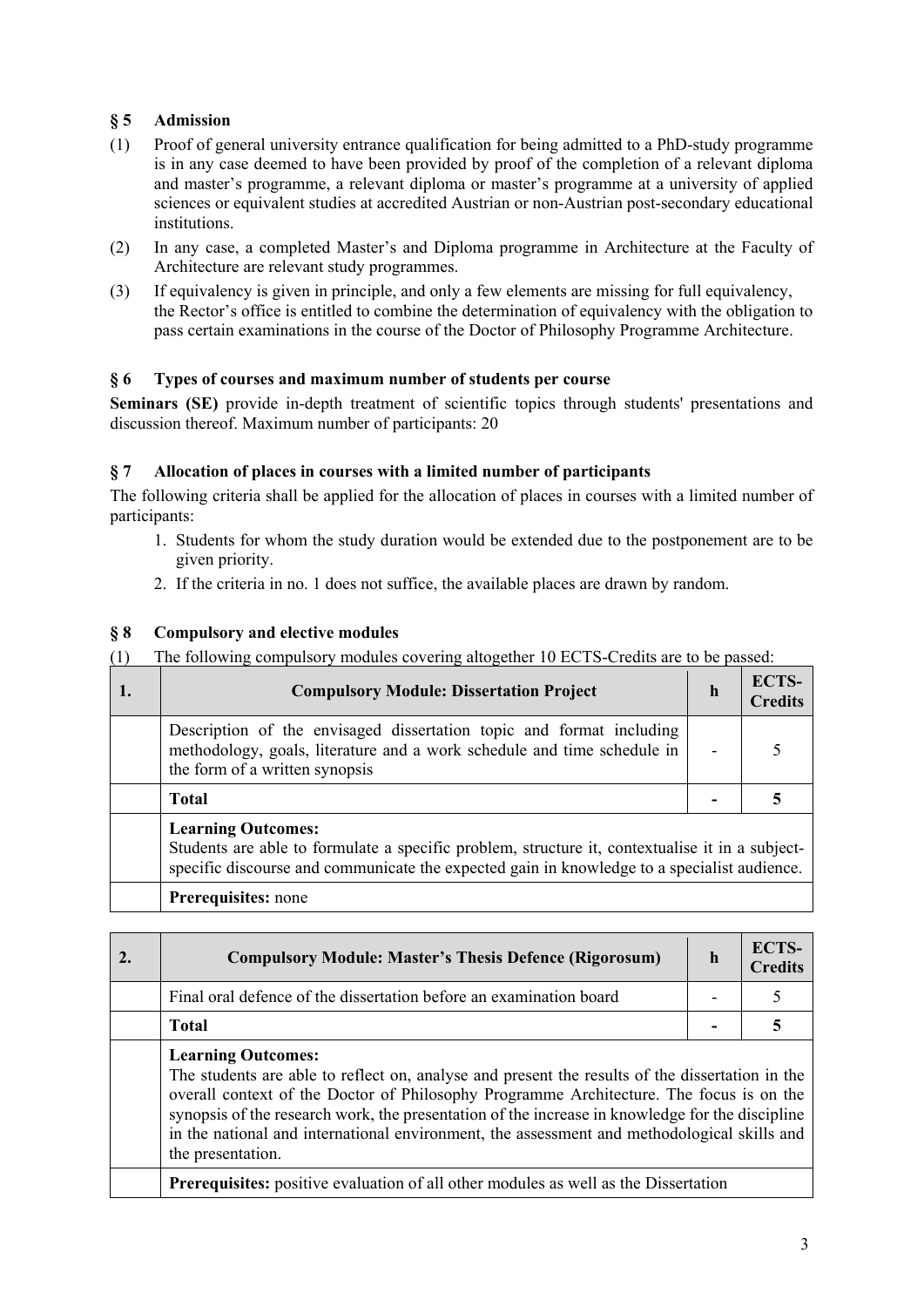## § 5 Admission

(1) Proof of general university entrance qualification for being admitted to a PhD-study programme is in any case deemed to have been provided by proof of the completion of a relevant diploma and master's programme, a relevant diploma or master's programme at a university of applied sciences or equivalent studies at accredited Austrian or non-Austrian post-secondary educational institutions.

(2) In any case, a completed Master's and Diploma programme in Architecture at the Faculty of Architecture are relevant study programmes.

(3) If equivalency is given in principle, and only a few elements are missing for full equivalency, the Rector's office is entitled to combine the determination of equivalency with the obligation to pass certain examinations in the course of the Doctor of Philosophy Programme Architecture.

## § 6 Types of courses and maximum number of students per course

**Seminars (SE)** provide in-depth treatment of scientific topics through students' presentations and discussion thereof. Maximum number of participants: 20

## § 7 Allocation of places in courses with a limited number of participants

The following criteria shall be applied for the allocation of places in courses with a limited number of participants:

1. Students for whom the study duration would be extended due to the postponement are to be given priority.
2. If the criteria in no. 1 does not suffice, the available places are drawn by random.

## § 8 Compulsory and elective modules

(1) The following compulsory modules covering altogether 10 ECTS-Credits are to be passed:

| 1. | **Compulsory Module: Dissertation Project** | **h** | **ECTS-Credits** |
|---|---|---|---|
| | Description of the envisaged dissertation topic and format including methodology, goals, literature and a work schedule and time schedule in the form of a written synopsis | - | 5 |
| | **Total** | **-** | **5** |
| | **Learning Outcomes:** Students are able to formulate a specific problem, structure it, contextualise it in a subject-specific discourse and communicate the expected gain in knowledge to a specialist audience. | | |
| | **Prerequisites:** none | | |

| 2. | **Compulsory Module: Master's Thesis Defence (Rigorosum)** | **h** | **ECTS-Credits** |
|---|---|---|---|
| | Final oral defence of the dissertation before an examination board | - | 5 |
| | **Total** | **-** | **5** |
| | **Learning Outcomes:** The students are able to reflect on, analyse and present the results of the dissertation in the overall context of the Doctor of Philosophy Programme Architecture. The focus is on the synopsis of the research work, the presentation of the increase in knowledge for the discipline in the national and international environment, the assessment and methodological skills and the presentation. | | |
| | **Prerequisites:** positive evaluation of all other modules as well as the Dissertation | | |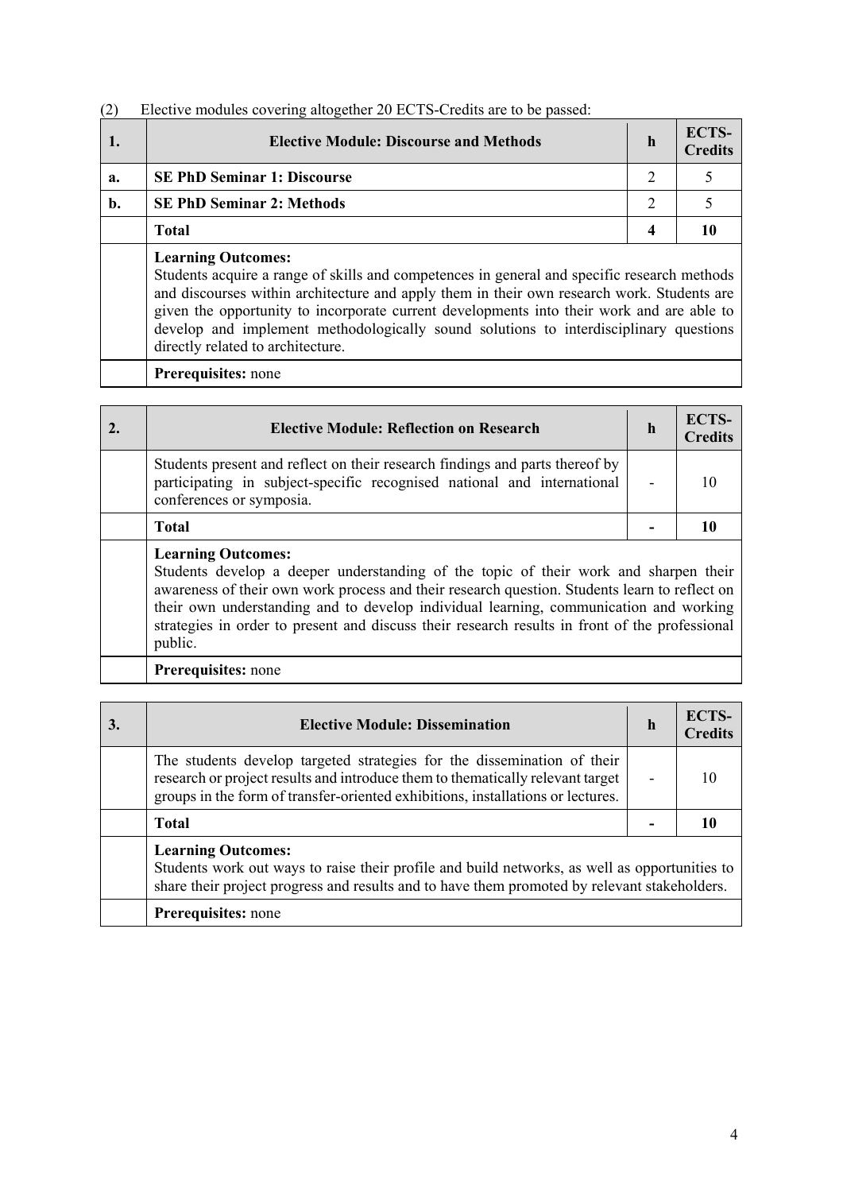(2) Elective modules covering altogether 20 ECTS-Credits are to be passed:

| 1. | **Elective Module: Discourse and Methods** | **h** | **ECTS-Credits** |
|---|---|---|---|
| **a.** | **SE PhD Seminar 1: Discourse** | 2 | 5 |
| **b.** | **SE PhD Seminar 2: Methods** | 2 | 5 |
| | **Total** | **4** | **10** |
| | **Learning Outcomes:** Students acquire a range of skills and competences in general and specific research methods and discourses within architecture and apply them in their own research work. Students are given the opportunity to incorporate current developments into their work and are able to develop and implement methodologically sound solutions to interdisciplinary questions directly related to architecture. | | |
| | **Prerequisites:** none | | |

| 2. | **Elective Module: Reflection on Research** | **h** | **ECTS-Credits** |
|---|---|---|---|
| | Students present and reflect on their research findings and parts thereof by participating in subject-specific recognised national and international conferences or symposia. | - | 10 |
| | **Total** | **-** | **10** |
| | **Learning Outcomes:** Students develop a deeper understanding of the topic of their work and sharpen their awareness of their own work process and their research question. Students learn to reflect on their own understanding and to develop individual learning, communication and working strategies in order to present and discuss their research results in front of the professional public. | | |
| | **Prerequisites:** none | | |

| 3. | **Elective Module: Dissemination** | **h** | **ECTS-Credits** |
|---|---|---|---|
| | The students develop targeted strategies for the dissemination of their research or project results and introduce them to thematically relevant target groups in the form of transfer-oriented exhibitions, installations or lectures. | - | 10 |
| | **Total** | **-** | **10** |
| | **Learning Outcomes:** Students work out ways to raise their profile and build networks, as well as opportunities to share their project progress and results and to have them promoted by relevant stakeholders. | | |
| | **Prerequisites:** none | | |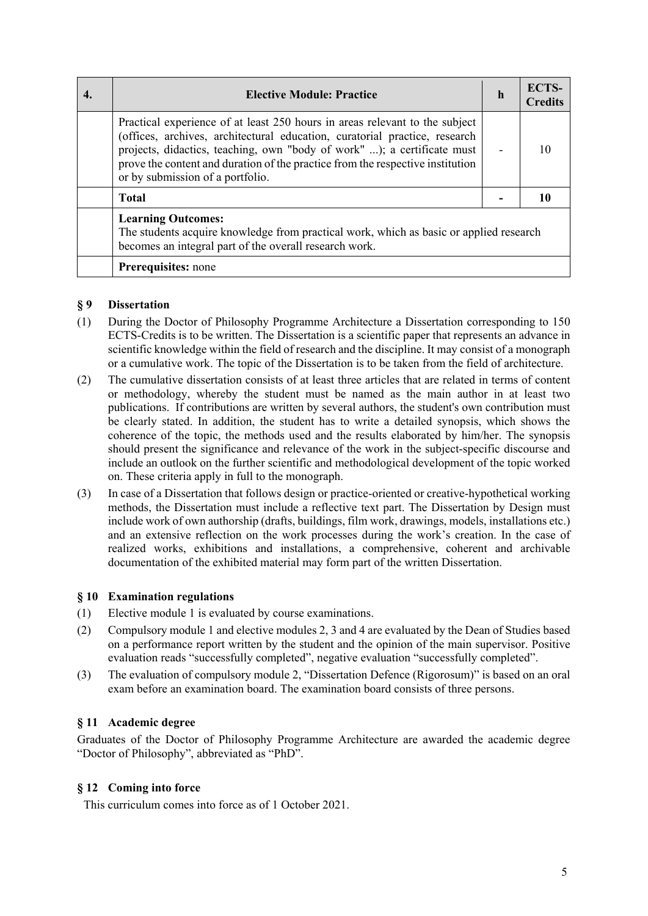| 4. | Elective Module: Practice | h | ECTS-Credits |
|---|---|---|---|
| | Practical experience of at least 250 hours in areas relevant to the subject (offices, archives, architectural education, curatorial practice, research projects, didactics, teaching, own "body of work" ...); a certificate must prove the content and duration of the practice from the respective institution or by submission of a portfolio. | - | 10 |
| | **Total** | **-** | **10** |
| | **Learning Outcomes:** The students acquire knowledge from practical work, which as basic or applied research becomes an integral part of the overall research work. | | |
| | **Prerequisites:** none | | |

## § 9 Dissertation

(1) During the Doctor of Philosophy Programme Architecture a Dissertation corresponding to 150 ECTS-Credits is to be written. The Dissertation is a scientific paper that represents an advance in scientific knowledge within the field of research and the discipline. It may consist of a monograph or a cumulative work. The topic of the Dissertation is to be taken from the field of architecture.

(2) The cumulative dissertation consists of at least three articles that are related in terms of content or methodology, whereby the student must be named as the main author in at least two publications. If contributions are written by several authors, the student's own contribution must be clearly stated. In addition, the student has to write a detailed synopsis, which shows the coherence of the topic, the methods used and the results elaborated by him/her. The synopsis should present the significance and relevance of the work in the subject-specific discourse and include an outlook on the further scientific and methodological development of the topic worked on. These criteria apply in full to the monograph.

(3) In case of a Dissertation that follows design or practice-oriented or creative-hypothetical working methods, the Dissertation must include a reflective text part. The Dissertation by Design must include work of own authorship (drafts, buildings, film work, drawings, models, installations etc.) and an extensive reflection on the work processes during the work's creation. In the case of realized works, exhibitions and installations, a comprehensive, coherent and archivable documentation of the exhibited material may form part of the written Dissertation.

## § 10 Examination regulations

(1) Elective module 1 is evaluated by course examinations.

(2) Compulsory module 1 and elective modules 2, 3 and 4 are evaluated by the Dean of Studies based on a performance report written by the student and the opinion of the main supervisor. Positive evaluation reads "successfully completed", negative evaluation "successfully completed".

(3) The evaluation of compulsory module 2, "Dissertation Defence (Rigorosum)" is based on an oral exam before an examination board. The examination board consists of three persons.

## § 11 Academic degree

Graduates of the Doctor of Philosophy Programme Architecture are awarded the academic degree "Doctor of Philosophy", abbreviated as "PhD".

## § 12 Coming into force

This curriculum comes into force as of 1 October 2021.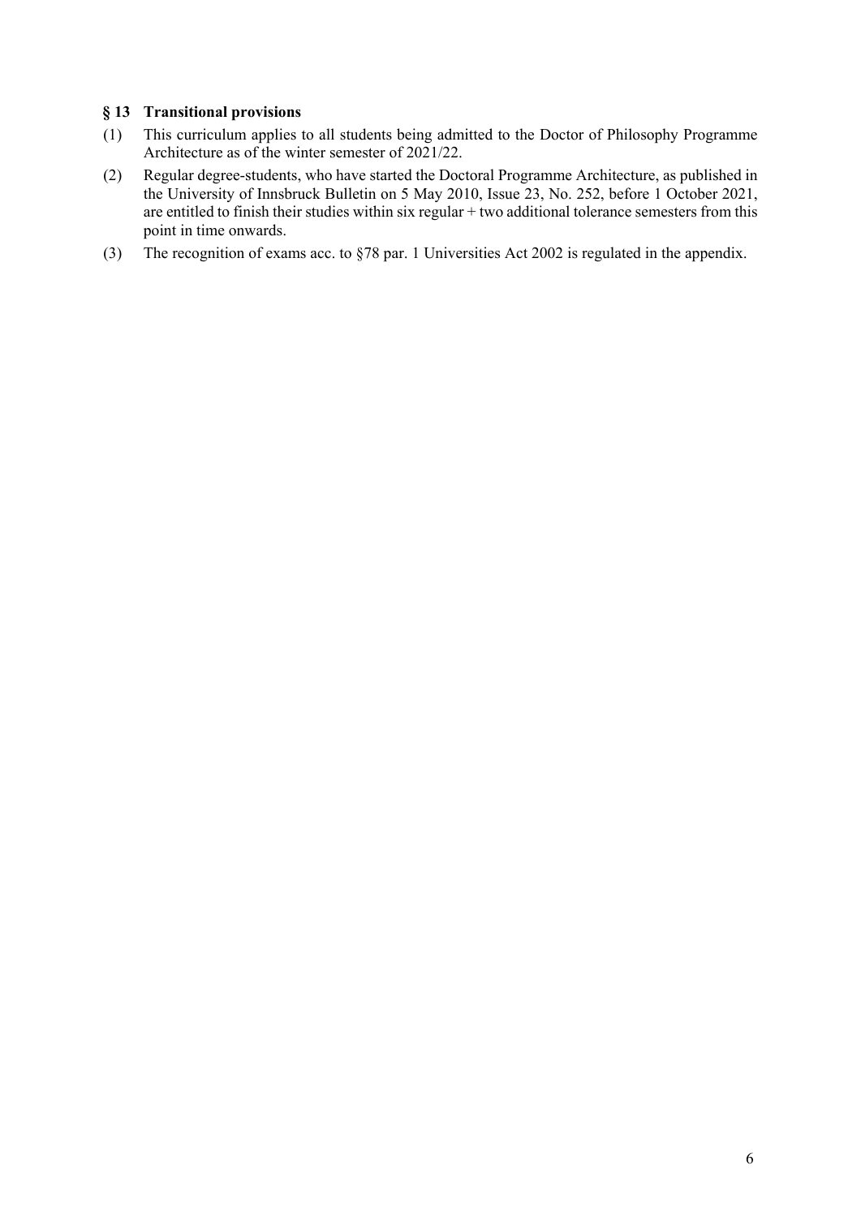### § 13 Transitional provisions

(1) This curriculum applies to all students being admitted to the Doctor of Philosophy Programme Architecture as of the winter semester of 2021/22.

(2) Regular degree-students, who have started the Doctoral Programme Architecture, as published in the University of Innsbruck Bulletin on 5 May 2010, Issue 23, No. 252, before 1 October 2021, are entitled to finish their studies within six regular + two additional tolerance semesters from this point in time onwards.

(3) The recognition of exams acc. to §78 par. 1 Universities Act 2002 is regulated in the appendix.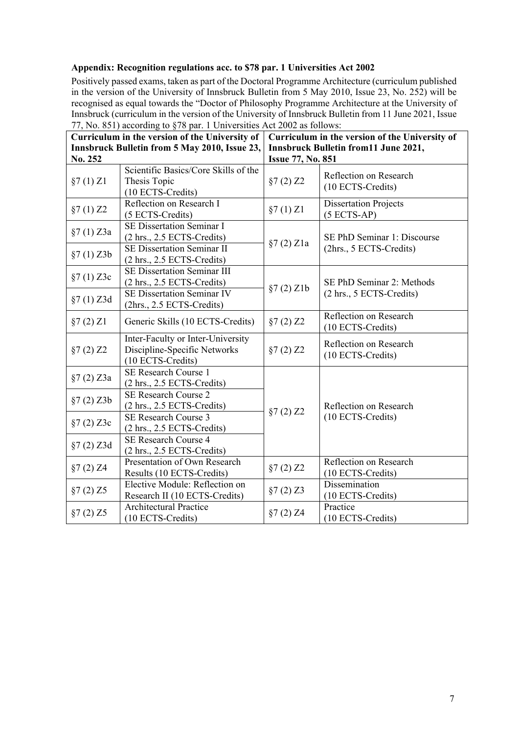**Appendix: Recognition regulations acc. to §78 par. 1 Universities Act 2002**

Positively passed exams, taken as part of the Doctoral Programme Architecture (curriculum published in the version of the University of Innsbruck Bulletin from 5 May 2010, Issue 23, No. 252) will be recognised as equal towards the "Doctor of Philosophy Programme Architecture at the University of Innsbruck (curriculum in the version of the University of Innsbruck Bulletin from 11 June 2021, Issue 77, No. 851) according to §78 par. 1 Universities Act 2002 as follows:

| **Curriculum in the version of the University of Innsbruck Bulletin from 5 May 2010, Issue 23, No. 252** | | **Curriculum in the version of the University of Innsbruck Bulletin from11 June 2021, Issue 77, No. 851** | |
|---|---|---|---|
| §7 (1) Z1 | Scientific Basics/Core Skills of the Thesis Topic (10 ECTS-Credits) | §7 (2) Z2 | Reflection on Research (10 ECTS-Credits) |
| §7 (1) Z2 | Reflection on Research I (5 ECTS-Credits) | §7 (1) Z1 | Dissertation Projects (5 ECTS-AP) |
| §7 (1) Z3a | SE Dissertation Seminar I (2 hrs., 2.5 ECTS-Credits) | §7 (2) Z1a | SE PhD Seminar 1: Discourse (2hrs., 5 ECTS-Credits) |
| §7 (1) Z3b | SE Dissertation Seminar II (2 hrs., 2.5 ECTS-Credits) | | |
| §7 (1) Z3c | SE Dissertation Seminar III (2 hrs., 2.5 ECTS-Credits) | §7 (2) Z1b | SE PhD Seminar 2: Methods (2 hrs., 5 ECTS-Credits) |
| §7 (1) Z3d | SE Dissertation Seminar IV (2hrs., 2.5 ECTS-Credits) | | |
| §7 (2) Z1 | Generic Skills (10 ECTS-Credits) | §7 (2) Z2 | Reflection on Research (10 ECTS-Credits) |
| §7 (2) Z2 | Inter-Faculty or Inter-University Discipline-Specific Networks (10 ECTS-Credits) | §7 (2) Z2 | Reflection on Research (10 ECTS-Credits) |
| §7 (2) Z3a | SE Research Course 1 (2 hrs., 2.5 ECTS-Credits) | §7 (2) Z2 | Reflection on Research (10 ECTS-Credits) |
| §7 (2) Z3b | SE Research Course 2 (2 hrs., 2.5 ECTS-Credits) | | |
| §7 (2) Z3c | SE Research Course 3 (2 hrs., 2.5 ECTS-Credits) | | |
| §7 (2) Z3d | SE Research Course 4 (2 hrs., 2.5 ECTS-Credits) | | |
| §7 (2) Z4 | Presentation of Own Research Results (10 ECTS-Credits) | §7 (2) Z2 | Reflection on Research (10 ECTS-Credits) |
| §7 (2) Z5 | Elective Module: Reflection on Research II (10 ECTS-Credits) | §7 (2) Z3 | Dissemination (10 ECTS-Credits) |
| §7 (2) Z5 | Architectural Practice (10 ECTS-Credits) | §7 (2) Z4 | Practice (10 ECTS-Credits) |